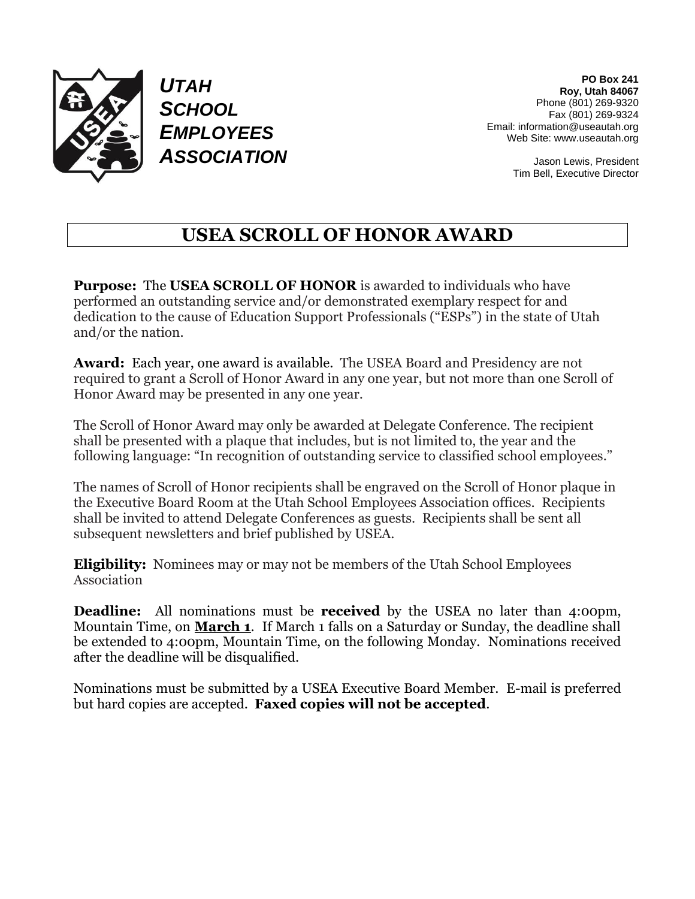**UTAH SCHOOL EMPLOYEES ASSOCIATION**

**PO Box 241**
**Roy, Utah 84067**
Phone (801) 269-9320
Fax (801) 269-9324
Email: information@useautah.org
Web Site: www.useautah.org

Jason Lewis, President
Tim Bell, Executive Director

# USEA SCROLL OF HONOR AWARD

**Purpose:** The **USEA SCROLL OF HONOR** is awarded to individuals who have performed an outstanding service and/or demonstrated exemplary respect for and dedication to the cause of Education Support Professionals ("ESPs") in the state of Utah and/or the nation.

**Award:** Each year, one award is available. The USEA Board and Presidency are not required to grant a Scroll of Honor Award in any one year, but not more than one Scroll of Honor Award may be presented in any one year.

The Scroll of Honor Award may only be awarded at Delegate Conference. The recipient shall be presented with a plaque that includes, but is not limited to, the year and the following language: "In recognition of outstanding service to classified school employees."

The names of Scroll of Honor recipients shall be engraved on the Scroll of Honor plaque in the Executive Board Room at the Utah School Employees Association offices. Recipients shall be invited to attend Delegate Conferences as guests. Recipients shall be sent all subsequent newsletters and brief published by USEA.

**Eligibility:** Nominees may or may not be members of the Utah School Employees Association

**Deadline:** All nominations must be **received** by the USEA no later than 4:00pm, Mountain Time, on **March 1**. If March 1 falls on a Saturday or Sunday, the deadline shall be extended to 4:00pm, Mountain Time, on the following Monday. Nominations received after the deadline will be disqualified.

Nominations must be submitted by a USEA Executive Board Member. E-mail is preferred but hard copies are accepted. **Faxed copies will not be accepted**.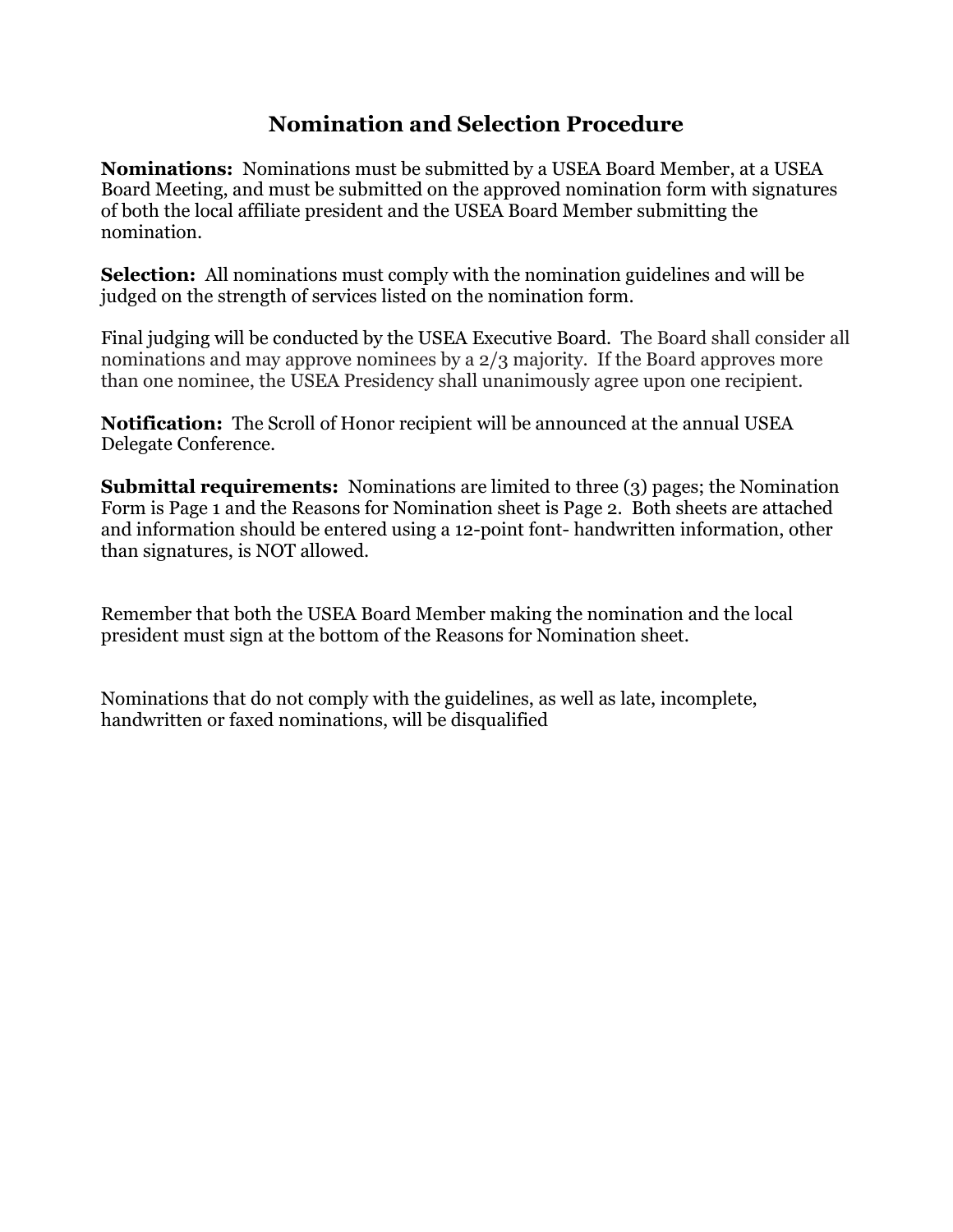# Nomination and Selection Procedure

**Nominations:** Nominations must be submitted by a USEA Board Member, at a USEA Board Meeting, and must be submitted on the approved nomination form with signatures of both the local affiliate president and the USEA Board Member submitting the nomination.

**Selection:** All nominations must comply with the nomination guidelines and will be judged on the strength of services listed on the nomination form.

Final judging will be conducted by the USEA Executive Board. The Board shall consider all nominations and may approve nominees by a 2/3 majority. If the Board approves more than one nominee, the USEA Presidency shall unanimously agree upon one recipient.

**Notification:** The Scroll of Honor recipient will be announced at the annual USEA Delegate Conference.

**Submittal requirements:** Nominations are limited to three (3) pages; the Nomination Form is Page 1 and the Reasons for Nomination sheet is Page 2. Both sheets are attached and information should be entered using a 12-point font- handwritten information, other than signatures, is NOT allowed.

Remember that both the USEA Board Member making the nomination and the local president must sign at the bottom of the Reasons for Nomination sheet.

Nominations that do not comply with the guidelines, as well as late, incomplete, handwritten or faxed nominations, will be disqualified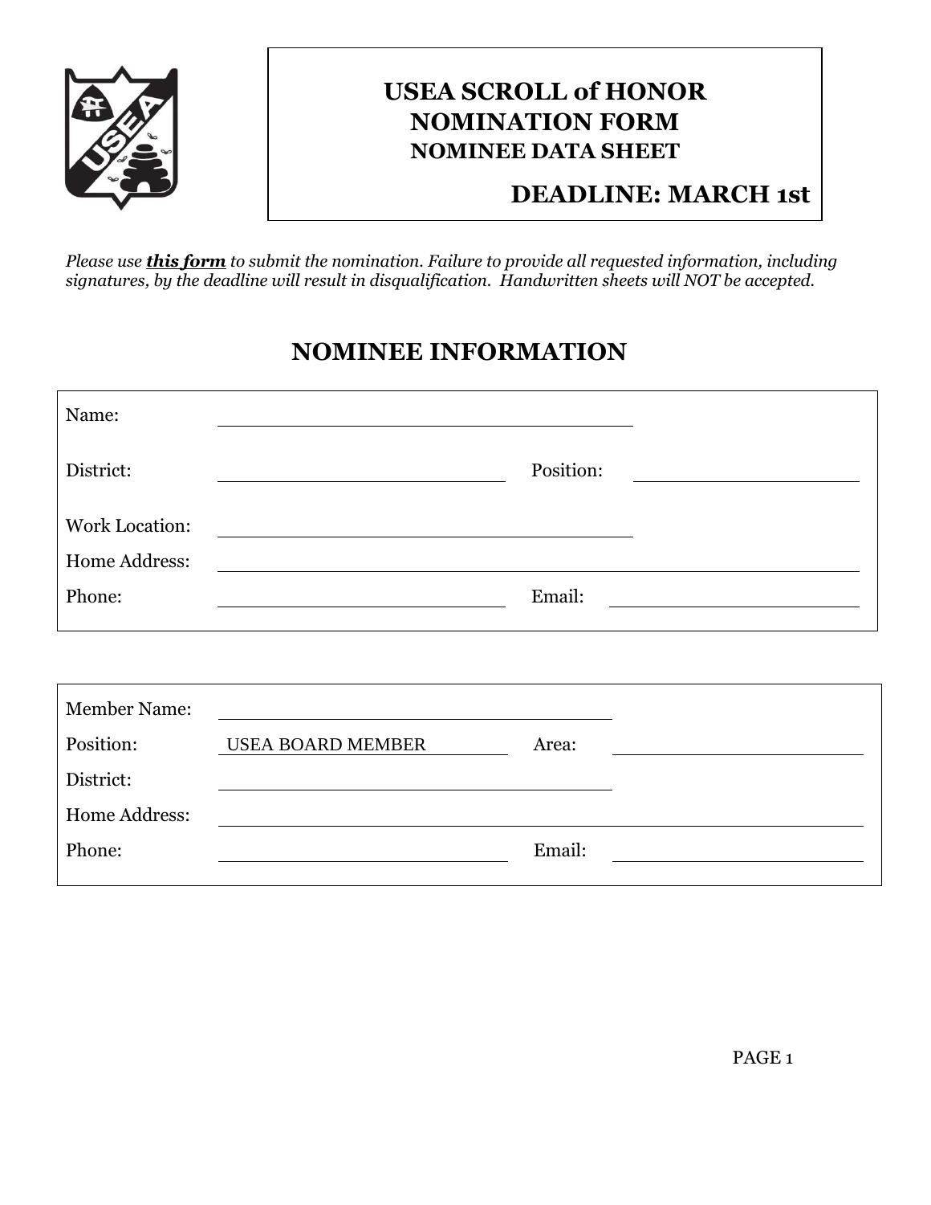# USEA SCROLL of HONOR NOMINATION FORM

## NOMINEE DATA SHEET

**DEADLINE: MARCH 1st**

*Please use **this form** to submit the nomination. Failure to provide all requested information, including signatures, by the deadline will result in disqualification. Handwritten sheets will NOT be accepted.*

## NOMINEE INFORMATION

Name: ______________________

District: ______________________ Position: ______________________

Work Location: ______________________

Home Address: ______________________

Phone: ______________________ Email: ______________________

---

Member Name: ______________________

Position: USEA BOARD MEMBER Area: ______________________

District: ______________________

Home Address: ______________________

Phone: ______________________ Email: ______________________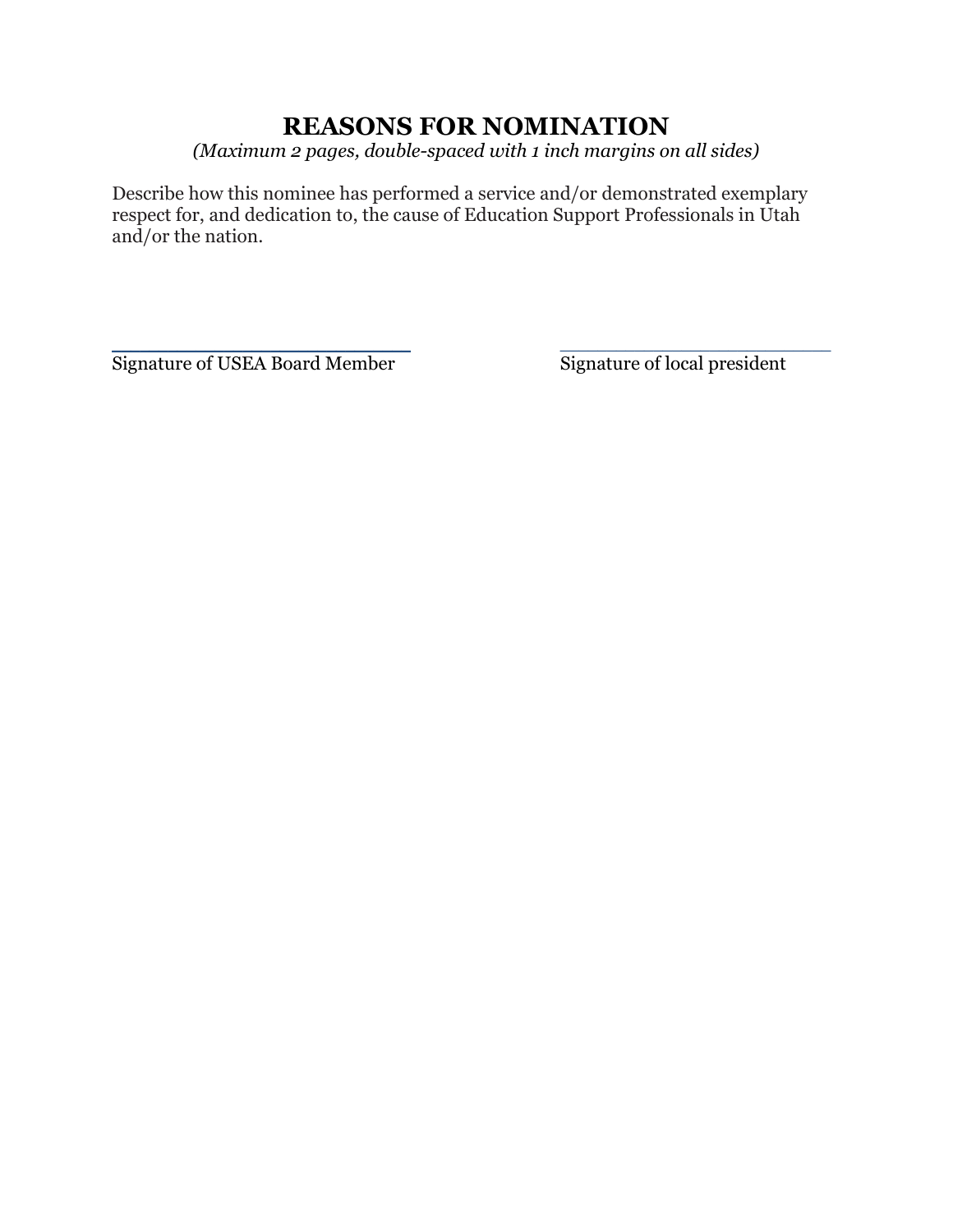# REASONS FOR NOMINATION

*(Maximum 2 pages, double-spaced with 1 inch margins on all sides)*

Describe how this nominee has performed a service and/or demonstrated exemplary respect for, and dedication to, the cause of Education Support Professionals in Utah and/or the nation.

| | |
|---|---|
| ______________________ | ______________________ |
| Signature of USEA Board Member | Signature of local president |